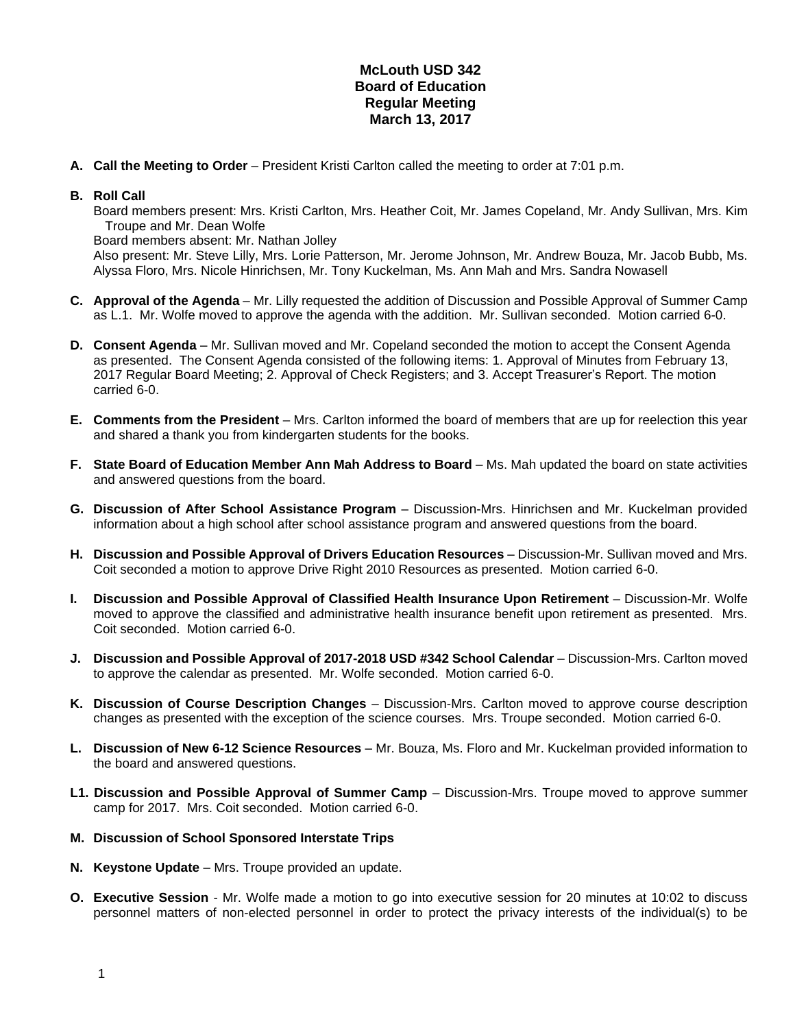# McLouth USD 342
## Board of Education
## Regular Meeting
## March 13, 2017

**A. Call the Meeting to Order** – President Kristi Carlton called the meeting to order at 7:01 p.m.

**B. Roll Call**
Board members present: Mrs. Kristi Carlton, Mrs. Heather Coit, Mr. James Copeland, Mr. Andy Sullivan, Mrs. Kim Troupe and Mr. Dean Wolfe
Board members absent: Mr. Nathan Jolley
Also present: Mr. Steve Lilly, Mrs. Lorie Patterson, Mr. Jerome Johnson, Mr. Andrew Bouza, Mr. Jacob Bubb, Ms. Alyssa Floro, Mrs. Nicole Hinrichsen, Mr. Tony Kuckelman, Ms. Ann Mah and Mrs. Sandra Nowasell

**C. Approval of the Agenda** – Mr. Lilly requested the addition of Discussion and Possible Approval of Summer Camp as L.1. Mr. Wolfe moved to approve the agenda with the addition. Mr. Sullivan seconded. Motion carried 6-0.

**D. Consent Agenda** – Mr. Sullivan moved and Mr. Copeland seconded the motion to accept the Consent Agenda as presented. The Consent Agenda consisted of the following items: 1. Approval of Minutes from February 13, 2017 Regular Board Meeting; 2. Approval of Check Registers; and 3. Accept Treasurer's Report. The motion carried 6-0.

**E. Comments from the President** – Mrs. Carlton informed the board of members that are up for reelection this year and shared a thank you from kindergarten students for the books.

**F. State Board of Education Member Ann Mah Address to Board** – Ms. Mah updated the board on state activities and answered questions from the board.

**G. Discussion of After School Assistance Program** – Discussion-Mrs. Hinrichsen and Mr. Kuckelman provided information about a high school after school assistance program and answered questions from the board.

**H. Discussion and Possible Approval of Drivers Education Resources** – Discussion-Mr. Sullivan moved and Mrs. Coit seconded a motion to approve Drive Right 2010 Resources as presented. Motion carried 6-0.

**I. Discussion and Possible Approval of Classified Health Insurance Upon Retirement** – Discussion-Mr. Wolfe moved to approve the classified and administrative health insurance benefit upon retirement as presented. Mrs. Coit seconded. Motion carried 6-0.

**J. Discussion and Possible Approval of 2017-2018 USD #342 School Calendar** – Discussion-Mrs. Carlton moved to approve the calendar as presented. Mr. Wolfe seconded. Motion carried 6-0.

**K. Discussion of Course Description Changes** – Discussion-Mrs. Carlton moved to approve course description changes as presented with the exception of the science courses. Mrs. Troupe seconded. Motion carried 6-0.

**L. Discussion of New 6-12 Science Resources** – Mr. Bouza, Ms. Floro and Mr. Kuckelman provided information to the board and answered questions.

**L1. Discussion and Possible Approval of Summer Camp** – Discussion-Mrs. Troupe moved to approve summer camp for 2017. Mrs. Coit seconded. Motion carried 6-0.

**M. Discussion of School Sponsored Interstate Trips**

**N. Keystone Update** – Mrs. Troupe provided an update.

**O. Executive Session** - Mr. Wolfe made a motion to go into executive session for 20 minutes at 10:02 to discuss personnel matters of non-elected personnel in order to protect the privacy interests of the individual(s) to be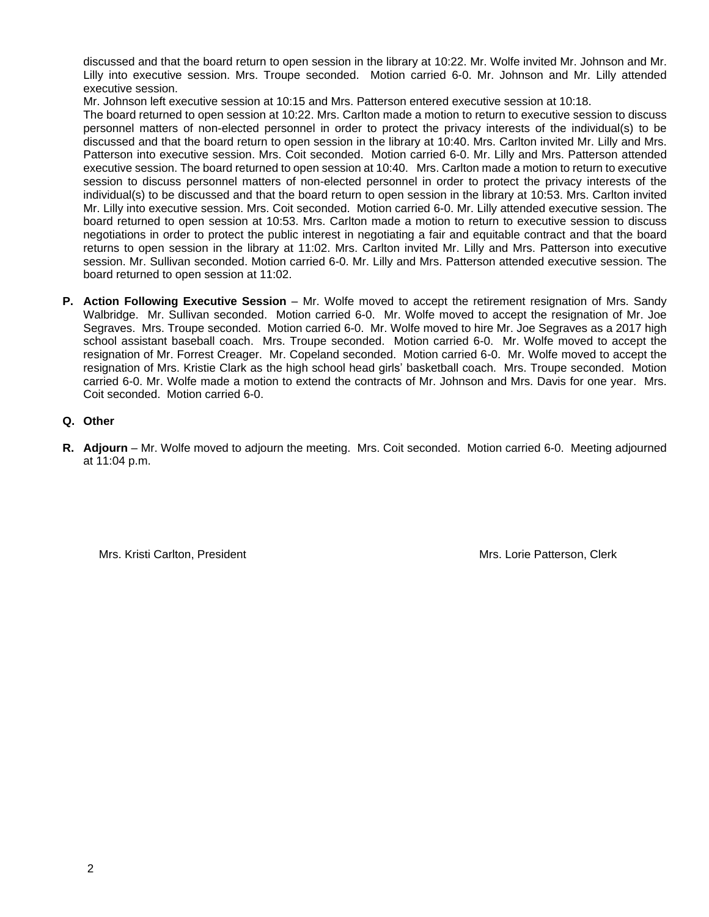discussed and that the board return to open session in the library at 10:22. Mr. Wolfe invited Mr. Johnson and Mr. Lilly into executive session. Mrs. Troupe seconded. Motion carried 6-0. Mr. Johnson and Mr. Lilly attended executive session.

Mr. Johnson left executive session at 10:15 and Mrs. Patterson entered executive session at 10:18.

The board returned to open session at 10:22. Mrs. Carlton made a motion to return to executive session to discuss personnel matters of non-elected personnel in order to protect the privacy interests of the individual(s) to be discussed and that the board return to open session in the library at 10:40. Mrs. Carlton invited Mr. Lilly and Mrs. Patterson into executive session. Mrs. Coit seconded. Motion carried 6-0. Mr. Lilly and Mrs. Patterson attended executive session. The board returned to open session at 10:40. Mrs. Carlton made a motion to return to executive session to discuss personnel matters of non-elected personnel in order to protect the privacy interests of the individual(s) to be discussed and that the board return to open session in the library at 10:53. Mrs. Carlton invited Mr. Lilly into executive session. Mrs. Coit seconded. Motion carried 6-0. Mr. Lilly attended executive session. The board returned to open session at 10:53. Mrs. Carlton made a motion to return to executive session to discuss negotiations in order to protect the public interest in negotiating a fair and equitable contract and that the board returns to open session in the library at 11:02. Mrs. Carlton invited Mr. Lilly and Mrs. Patterson into executive session. Mr. Sullivan seconded. Motion carried 6-0. Mr. Lilly and Mrs. Patterson attended executive session. The board returned to open session at 11:02.

**P. Action Following Executive Session** – Mr. Wolfe moved to accept the retirement resignation of Mrs. Sandy Walbridge. Mr. Sullivan seconded. Motion carried 6-0. Mr. Wolfe moved to accept the resignation of Mr. Joe Segraves. Mrs. Troupe seconded. Motion carried 6-0. Mr. Wolfe moved to hire Mr. Joe Segraves as a 2017 high school assistant baseball coach. Mrs. Troupe seconded. Motion carried 6-0. Mr. Wolfe moved to accept the resignation of Mr. Forrest Creager. Mr. Copeland seconded. Motion carried 6-0. Mr. Wolfe moved to accept the resignation of Mrs. Kristie Clark as the high school head girls' basketball coach. Mrs. Troupe seconded. Motion carried 6-0. Mr. Wolfe made a motion to extend the contracts of Mr. Johnson and Mrs. Davis for one year. Mrs. Coit seconded. Motion carried 6-0.

**Q. Other**

**R. Adjourn** – Mr. Wolfe moved to adjourn the meeting. Mrs. Coit seconded. Motion carried 6-0. Meeting adjourned at 11:04 p.m.

Mrs. Kristi Carlton, President

Mrs. Lorie Patterson, Clerk